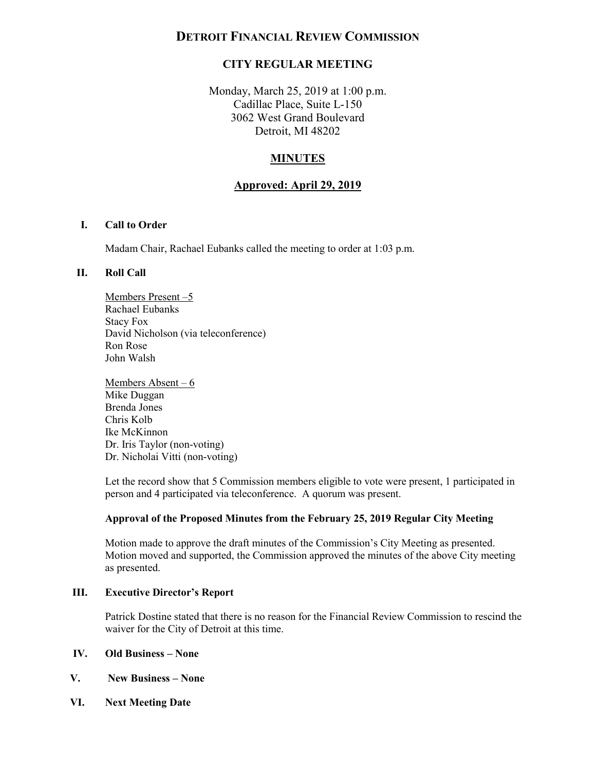# **DETROIT FINANCIAL REVIEW COMMISSION**

## **CITY REGULAR MEETING**

Monday, March 25, 2019 at 1:00 p.m.
Cadillac Place, Suite L-150
3062 West Grand Boulevard
Detroit, MI 48202

## **MINUTES**

## **Approved: April 29, 2019**

**I. Call to Order**

Madam Chair, Rachael Eubanks called the meeting to order at 1:03 p.m.

**II. Roll Call**

Members Present –5
Rachael Eubanks
Stacy Fox
David Nicholson (via teleconference)
Ron Rose
John Walsh

Members Absent – 6
Mike Duggan
Brenda Jones
Chris Kolb
Ike McKinnon
Dr. Iris Taylor (non-voting)
Dr. Nicholai Vitti (non-voting)

Let the record show that 5 Commission members eligible to vote were present, 1 participated in person and 4 participated via teleconference. A quorum was present.

**Approval of the Proposed Minutes from the February 25, 2019 Regular City Meeting**

Motion made to approve the draft minutes of the Commission's City Meeting as presented. Motion moved and supported, the Commission approved the minutes of the above City meeting as presented.

**III. Executive Director's Report**

Patrick Dostine stated that there is no reason for the Financial Review Commission to rescind the waiver for the City of Detroit at this time.

**IV. Old Business – None**

**V. New Business – None**

**VI. Next Meeting Date**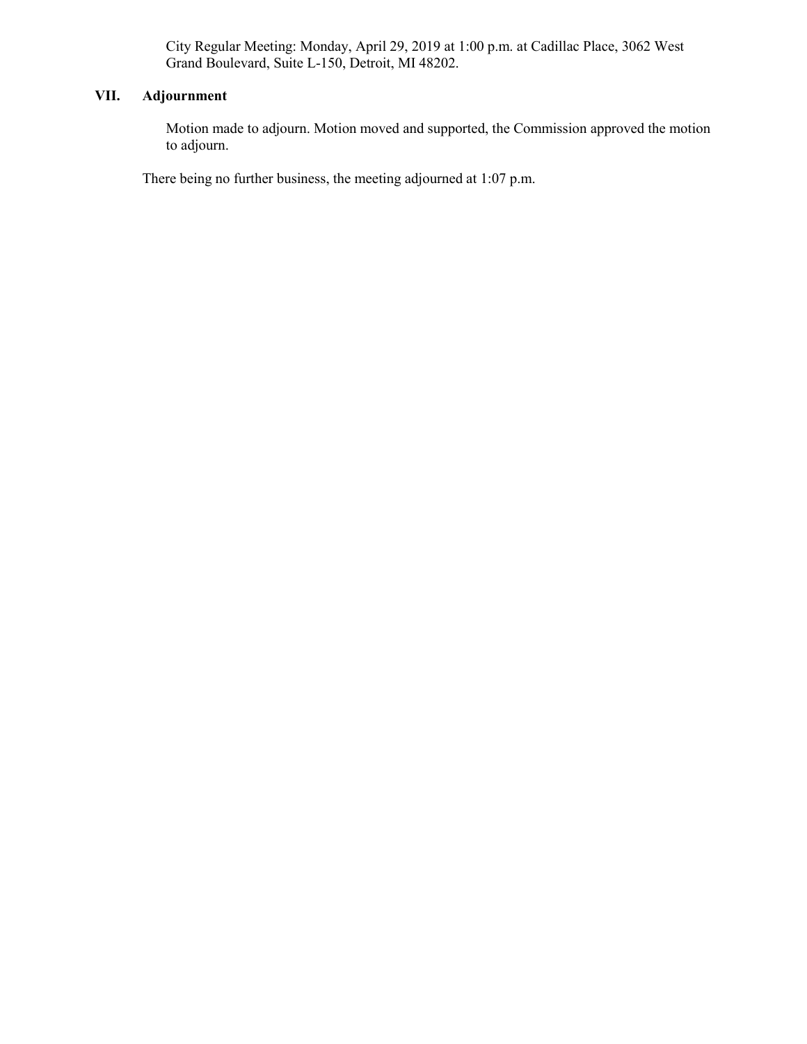City Regular Meeting: Monday, April 29, 2019 at 1:00 p.m. at Cadillac Place, 3062 West Grand Boulevard, Suite L-150, Detroit, MI 48202.

## VII. Adjournment

Motion made to adjourn. Motion moved and supported, the Commission approved the motion to adjourn.

There being no further business, the meeting adjourned at 1:07 p.m.